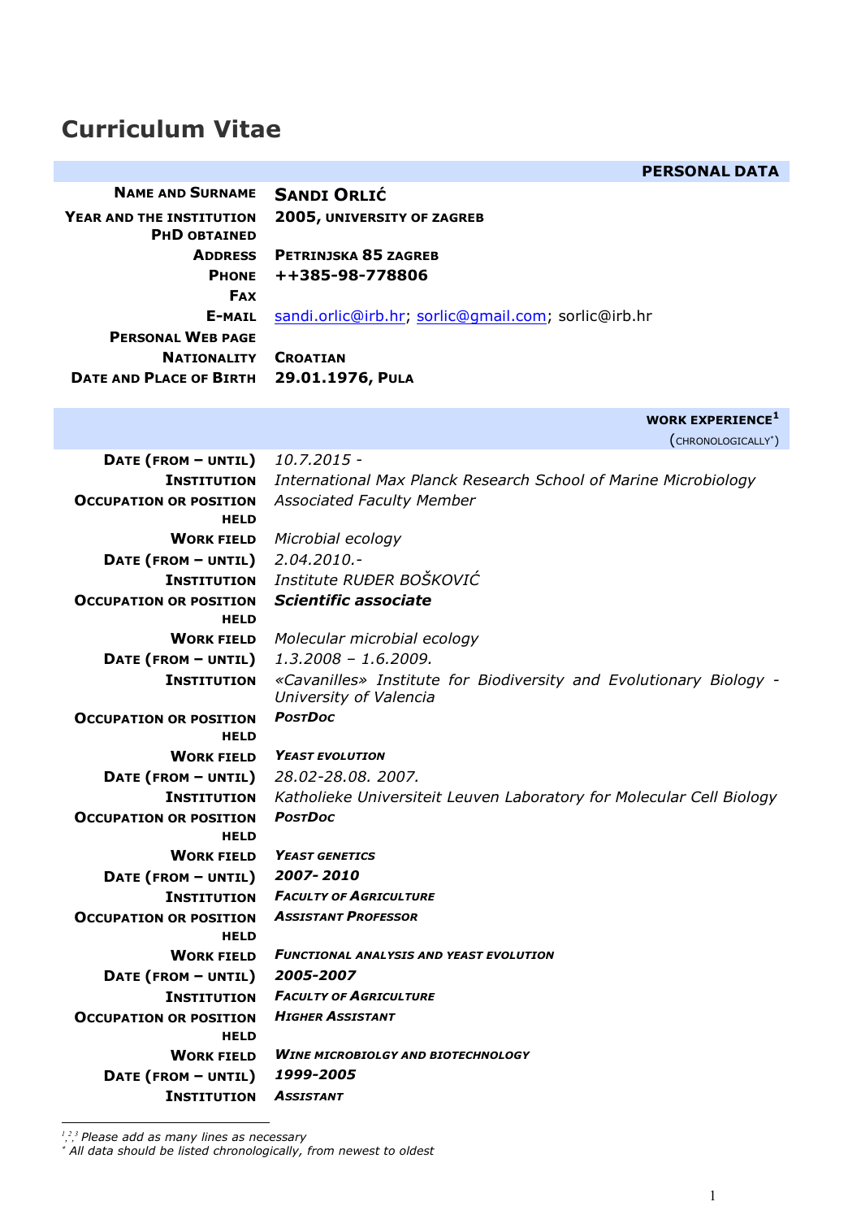# Curriculum Vitae

| | **PERSONAL DATA** |
|---|---|
| **NAME AND SURNAME** | **SANDI ORLIĆ** |
| **YEAR AND THE INSTITUTION PHD OBTAINED** | **2005, UNIVERSITY OF ZAGREB** |
| **ADDRESS** | **PETRINJSKA 85 ZAGREB** |
| **PHONE** | **++385-98-778806** |
| **FAX** | |
| **E-MAIL** | sandi.orlic@irb.hr; sorlic@gmail.com; sorlic@irb.hr |
| **PERSONAL WEB PAGE** | |
| **NATIONALITY** | **CROATIAN** |
| **DATE AND PLACE OF BIRTH** | **29.01.1976, PULA** |

| | **WORK EXPERIENCE[1]** (CHRONOLOGICALLY*) |
|---|---|
| **DATE (FROM – UNTIL)** | *10.7.2015 -* |
| **INSTITUTION** | *International Max Planck Research School of Marine Microbiology* |
| **OCCUPATION OR POSITION HELD** | *Associated Faculty Member* |
| **WORK FIELD** | *Microbial ecology* |
| **DATE (FROM – UNTIL)** | *2.04.2010.-* |
| **INSTITUTION** | *Institute RUĐER BOŠKOVIĆ* |
| **OCCUPATION OR POSITION HELD** | ***Scientific associate*** |
| **WORK FIELD** | *Molecular microbial ecology* |
| **DATE (FROM – UNTIL)** | *1.3.2008 – 1.6.2009.* |
| **INSTITUTION** | *«Cavanilles» Institute for Biodiversity and Evolutionary Biology - University of Valencia* |
| **OCCUPATION OR POSITION HELD** | ***POSTDOC*** |
| **WORK FIELD** | ***YEAST EVOLUTION*** |
| **DATE (FROM – UNTIL)** | *28.02-28.08. 2007.* |
| **INSTITUTION** | *Katholieke Universiteit Leuven Laboratory for Molecular Cell Biology* |
| **OCCUPATION OR POSITION HELD** | ***POSTDOC*** |
| **WORK FIELD** | ***YEAST GENETICS*** |
| **DATE (FROM – UNTIL)** | ***2007- 2010*** |
| **INSTITUTION** | ***FACULTY OF AGRICULTURE*** |
| **OCCUPATION OR POSITION HELD** | ***ASSISTANT PROFESSOR*** |
| **WORK FIELD** | ***FUNCTIONAL ANALYSIS AND YEAST EVOLUTION*** |
| **DATE (FROM – UNTIL)** | ***2005-2007*** |
| **INSTITUTION** | ***FACULTY OF AGRICULTURE*** |
| **OCCUPATION OR POSITION HELD** | ***HIGHER ASSISTANT*** |
| **WORK FIELD** | ***WINE MICROBIOLGY AND BIOTECHNOLOGY*** |
| **DATE (FROM – UNTIL)** | ***1999-2005*** |
| **INSTITUTION** | ***ASSISTANT*** |

*[1],[2],[3] Please add as many lines as necessary*
*\* All data should be listed chronologically, from newest to oldest*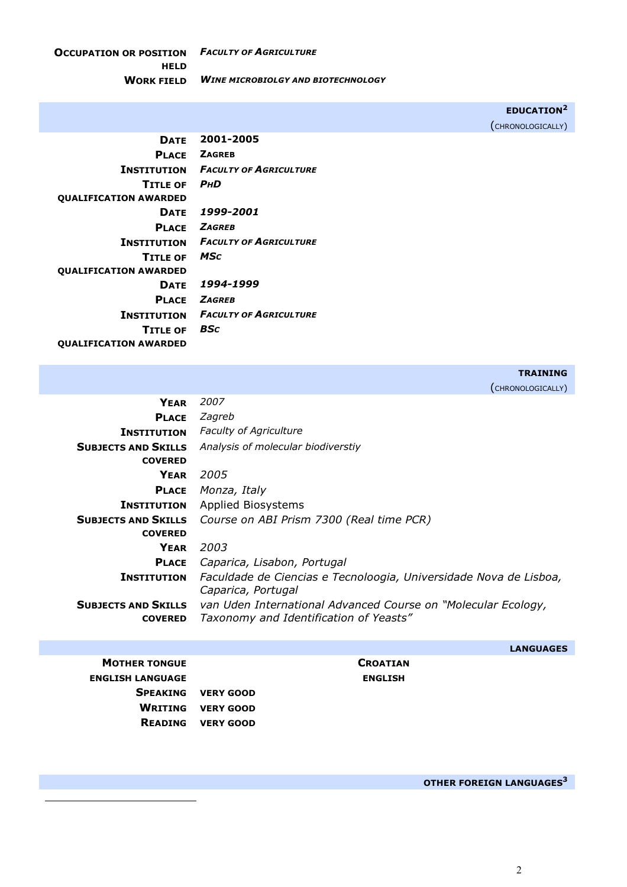| | |
|---|---|
| **Occupation or position held** | ***Faculty of Agriculture*** |
| **Work field** | ***Wine microbiolgy and biotechnology*** |

## EDUCATION[2]

(CHRONOLOGICALLY)

| | |
|---|---|
| **Date** | **2001-2005** |
| **Place** | **Zagreb** |
| **Institution** | ***Faculty of Agriculture*** |
| **Title of qualification awarded** | ***PhD*** |
| **Date** | ***1999-2001*** |
| **Place** | ***Zagreb*** |
| **Institution** | ***Faculty of Agriculture*** |
| **Title of qualification awarded** | ***MSc*** |
| **Date** | ***1994-1999*** |
| **Place** | ***Zagreb*** |
| **Institution** | ***Faculty of Agriculture*** |
| **Title of qualification awarded** | ***BSc*** |

## TRAINING

(CHRONOLOGICALLY)

| | |
|---|---|
| **Year** | *2007* |
| **Place** | *Zagreb* |
| **Institution** | *Faculty of Agriculture* |
| **Subjects and Skills covered** | *Analysis of molecular biodiverstiy* |
| **Year** | *2005* |
| **Place** | *Monza, Italy* |
| **Institution** | Applied Biosystems |
| **Subjects and Skills covered** | *Course on ABI Prism 7300 (Real time PCR)* |
| **Year** | *2003* |
| **Place** | *Caparica, Lisabon, Portugal* |
| **Institution** | *Faculdade de Ciencias e Tecnoloogia, Universidade Nova de Lisboa, Caparica, Portugal* |
| **Subjects and Skills covered** | *van Uden International Advanced Course on "Molecular Ecology, Taxonomy and Identification of Yeasts"* |

## LANGUAGES

| | | |
|---|---|---|
| **Mother tongue** | | **Croatian** |
| **English language** | | **English** |
| **Speaking** | **Very good** | |
| **Writing** | **Very good** | |
| **Reading** | **Very good** | |

## OTHER FOREIGN LANGUAGES[3]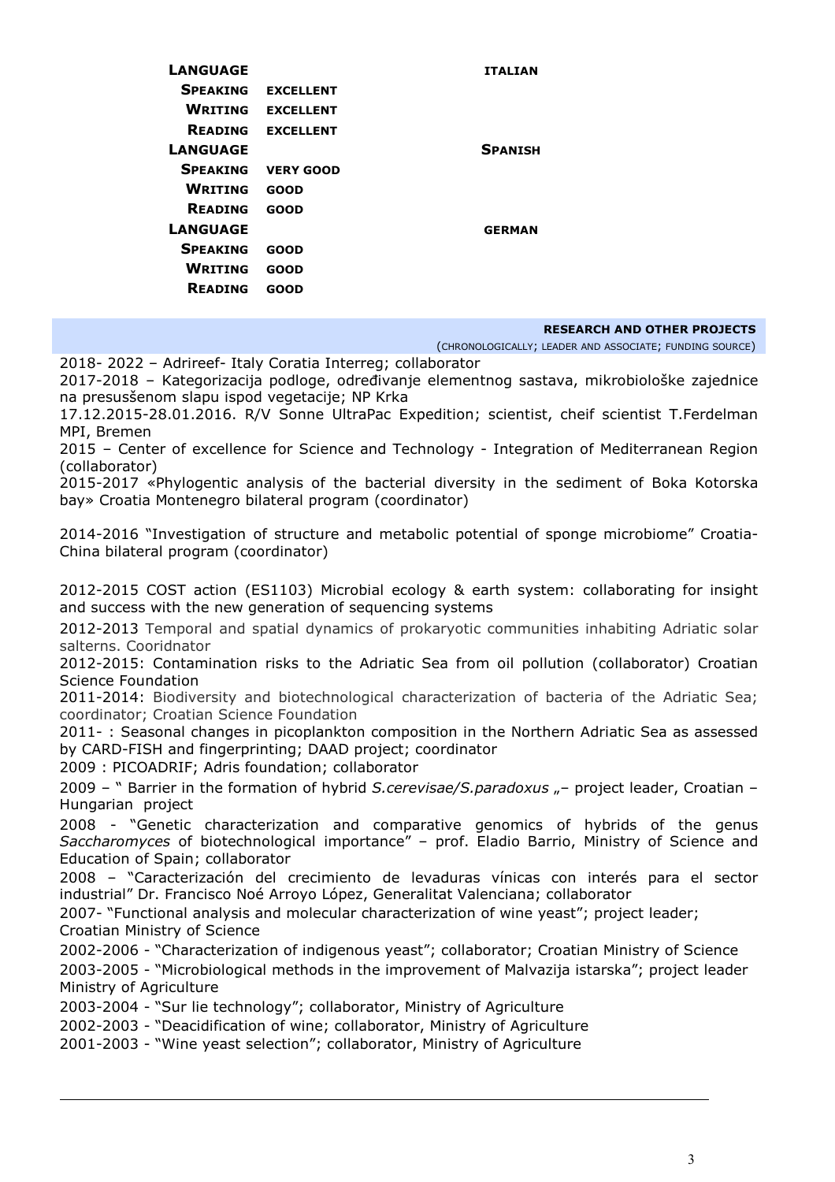| | | |
|---|---|---|
| **LANGUAGE** | | **ITALIAN** |
| **SPEAKING** | **EXCELLENT** | |
| **WRITING** | **EXCELLENT** | |
| **READING** | **EXCELLENT** | |
| **LANGUAGE** | | **SPANISH** |
| **SPEAKING** | **VERY GOOD** | |
| **WRITING** | **GOOD** | |
| **READING** | **GOOD** | |
| **LANGUAGE** | | **GERMAN** |
| **SPEAKING** | **GOOD** | |
| **WRITING** | **GOOD** | |
| **READING** | **GOOD** | |

## RESEARCH AND OTHER PROJECTS

(CHRONOLOGICALLY; LEADER AND ASSOCIATE; FUNDING SOURCE)

2018- 2022 – Adrireef- Italy Coratia Interreg; collaborator

2017-2018 – Kategorizacija podloge, određivanje elementnog sastava, mikrobiološke zajednice na presusšenom slapu ispod vegetacije; NP Krka

17.12.2015-28.01.2016. R/V Sonne UltraPac Expedition; scientist, cheif scientist T.Ferdelman MPI, Bremen

2015 – Center of excellence for Science and Technology - Integration of Mediterranean Region (collaborator)

2015-2017 «Phylogentic analysis of the bacterial diversity in the sediment of Boka Kotorska bay» Croatia Montenegro bilateral program (coordinator)

2014-2016 "Investigation of structure and metabolic potential of sponge microbiome" Croatia-China bilateral program (coordinator)

2012-2015 COST action (ES1103) Microbial ecology & earth system: collaborating for insight and success with the new generation of sequencing systems

2012-2013 Temporal and spatial dynamics of prokaryotic communities inhabiting Adriatic solar salterns. Cooridnator

2012-2015: Contamination risks to the Adriatic Sea from oil pollution (collaborator) Croatian Science Foundation

2011-2014: Biodiversity and biotechnological characterization of bacteria of the Adriatic Sea; coordinator; Croatian Science Foundation

2011- : Seasonal changes in picoplankton composition in the Northern Adriatic Sea as assessed by CARD-FISH and fingerprinting; DAAD project; coordinator

2009 : PICOADRIF; Adris foundation; collaborator

2009 – " Barrier in the formation of hybrid *S.cerevisae/S.paradoxus* „– project leader, Croatian – Hungarian project

2008 - "Genetic characterization and comparative genomics of hybrids of the genus *Saccharomyces* of biotechnological importance" – prof. Eladio Barrio, Ministry of Science and Education of Spain; collaborator

2008 – "Caracterización del crecimiento de levaduras vínicas con interés para el sector industrial" Dr. Francisco Noé Arroyo López, Generalitat Valenciana; collaborator

2007- "Functional analysis and molecular characterization of wine yeast"; project leader; Croatian Ministry of Science

2002-2006 - "Characterization of indigenous yeast"; collaborator; Croatian Ministry of Science

2003-2005 - "Microbiological methods in the improvement of Malvazija istarska"; project leader Ministry of Agriculture

2003-2004 - "Sur lie technology"; collaborator, Ministry of Agriculture

2002-2003 - "Deacidification of wine; collaborator, Ministry of Agriculture

2001-2003 - "Wine yeast selection"; collaborator, Ministry of Agriculture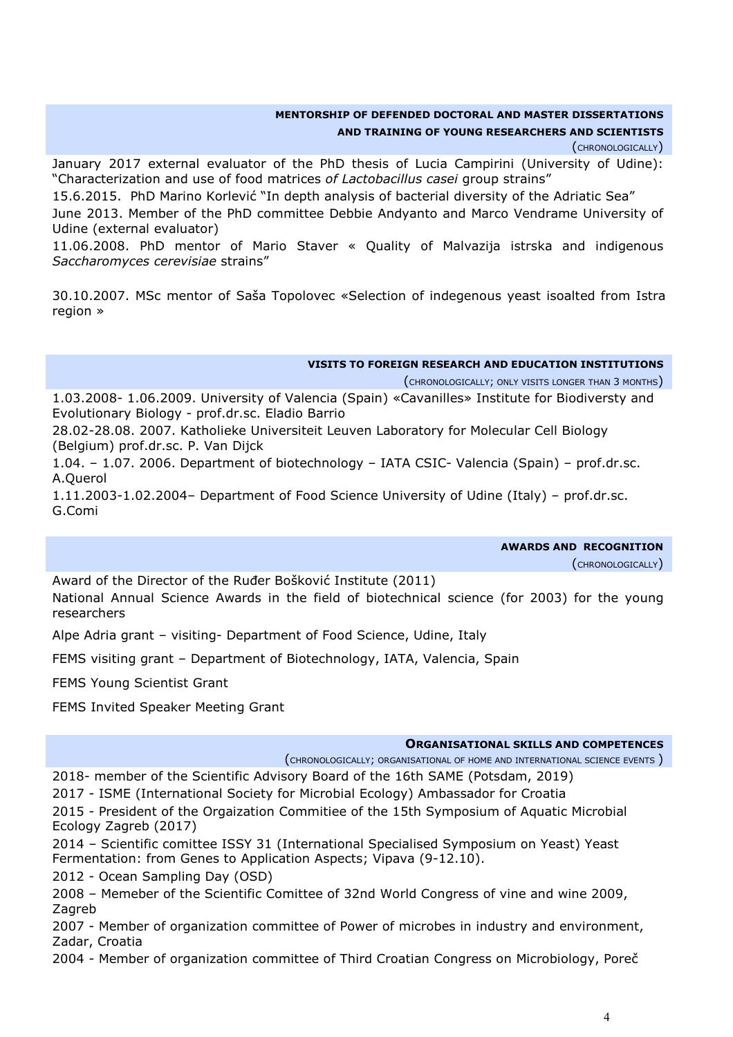## MENTORSHIP OF DEFENDED DOCTORAL AND MASTER DISSERTATIONS AND TRAINING OF YOUNG RESEARCHERS AND SCIENTISTS

(CHRONOLOGICALLY)

January 2017 external evaluator of the PhD thesis of Lucia Campirini (University of Udine): "Characterization and use of food matrices *of Lactobacillus casei* group strains"

15.6.2015. PhD Marino Korlević "In depth analysis of bacterial diversity of the Adriatic Sea"

June 2013. Member of the PhD committee Debbie Andyanto and Marco Vendrame University of Udine (external evaluator)

11.06.2008. PhD mentor of Mario Staver « Quality of Malvazija istrska and indigenous *Saccharomyces cerevisiae* strains"

30.10.2007. MSc mentor of Saša Topolovec «Selection of indegenous yeast isoalted from Istra region »

## VISITS TO FOREIGN RESEARCH AND EDUCATION INSTITUTIONS

(CHRONOLOGICALLY; ONLY VISITS LONGER THAN 3 MONTHS)

1.03.2008- 1.06.2009. University of Valencia (Spain) «Cavanilles» Institute for Biodiversty and Evolutionary Biology - prof.dr.sc. Eladio Barrio

28.02-28.08. 2007. Katholieke Universiteit Leuven Laboratory for Molecular Cell Biology (Belgium) prof.dr.sc. P. Van Dijck

1.04. – 1.07. 2006. Department of biotechnology – IATA CSIC- Valencia (Spain) – prof.dr.sc. A.Querol

1.11.2003-1.02.2004– Department of Food Science University of Udine (Italy) – prof.dr.sc. G.Comi

## AWARDS AND RECOGNITION

(CHRONOLOGICALLY)

Award of the Director of the Ruđer Bošković Institute (2011)

National Annual Science Awards in the field of biotechnical science (for 2003) for the young researchers

Alpe Adria grant – visiting- Department of Food Science, Udine, Italy

FEMS visiting grant – Department of Biotechnology, IATA, Valencia, Spain

FEMS Young Scientist Grant

FEMS Invited Speaker Meeting Grant

## ORGANISATIONAL SKILLS AND COMPETENCES

(CHRONOLOGICALLY; ORGANISATIONAL OF HOME AND INTERNATIONAL SCIENCE EVENTS )

2018- member of the Scientific Advisory Board of the 16th SAME (Potsdam, 2019)

2017 - ISME (International Society for Microbial Ecology) Ambassador for Croatia

2015 - President of the Orgaization Commitiee of the 15th Symposium of Aquatic Microbial Ecology Zagreb (2017)

2014 – Scientific comittee ISSY 31 (International Specialised Symposium on Yeast) Yeast Fermentation: from Genes to Application Aspects; Vipava (9-12.10).

2012 - Ocean Sampling Day (OSD)

2008 – Memeber of the Scientific Comittee of 32nd World Congress of vine and wine 2009, Zagreb

2007 - Member of organization committee of Power of microbes in industry and environment, Zadar, Croatia

2004 - Member of organization committee of Third Croatian Congress on Microbiology, Poreč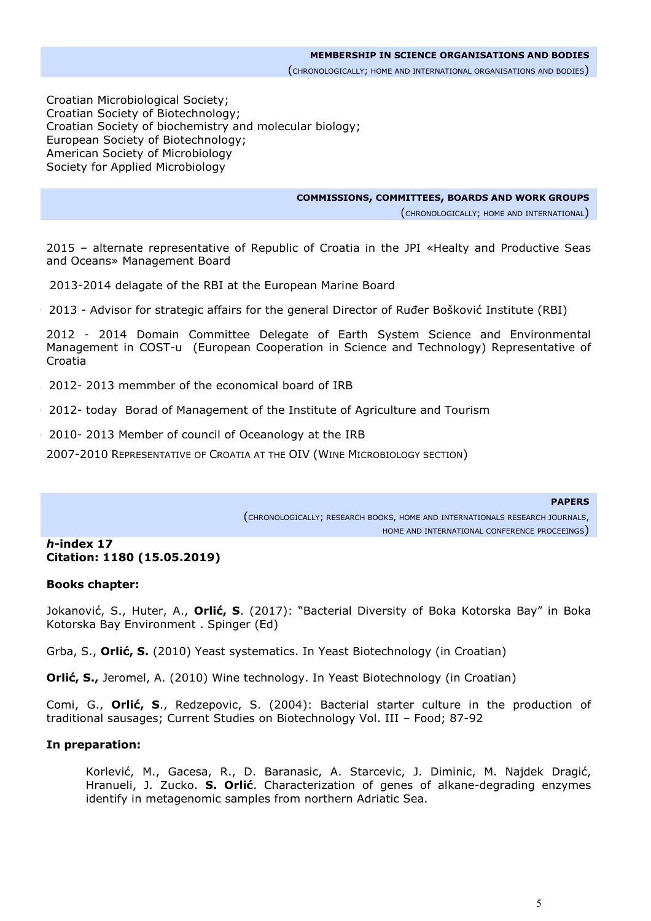## MEMBERSHIP IN SCIENCE ORGANISATIONS AND BODIES

(CHRONOLOGICALLY; HOME AND INTERNATIONAL ORGANISATIONS AND BODIES)

Croatian Microbiological Society;
Croatian Society of Biotechnology;
Croatian Society of biochemistry and molecular biology;
European Society of Biotechnology;
American Society of Microbiology
Society for Applied Microbiology

## COMMISSIONS, COMMITTEES, BOARDS AND WORK GROUPS

(CHRONOLOGICALLY; HOME AND INTERNATIONAL)

2015 – alternate representative of Republic of Croatia in the JPI «Healty and Productive Seas and Oceans» Management Board

2013-2014 delagate of the RBI at the European Marine Board

2013 - Advisor for strategic affairs for the general Director of Ruđer Bošković Institute (RBI)

2012 - 2014 Domain Committee Delegate of Earth System Science and Environmental Management in COST-u (European Cooperation in Science and Technology) Representative of Croatia

2012- 2013 memmber of the economical board of IRB

2012- today Borad of Management of the Institute of Agriculture and Tourism

2010- 2013 Member of council of Oceanology at the IRB

2007-2010 REPRESENTATIVE OF CROATIA AT THE OIV (WINE MICROBIOLOGY SECTION)

## PAPERS

(CHRONOLOGICALLY; RESEARCH BOOKS, HOME AND INTERNATIONALS RESEARCH JOURNALS, HOME AND INTERNATIONAL CONFERENCE PROCEEINGS)

***h*-index 17**
**Citation: 1180 (15.05.2019)**

**Books chapter:**

Jokanović, S., Huter, A., **Orlić, S**. (2017): "Bacterial Diversity of Boka Kotorska Bay" in Boka Kotorska Bay Environment . Spinger (Ed)

Grba, S., **Orlić, S.** (2010) Yeast systematics. In Yeast Biotechnology (in Croatian)

**Orlić, S.,** Jeromel, A. (2010) Wine technology. In Yeast Biotechnology (in Croatian)

Comi, G., **Orlić, S**., Redzepovic, S. (2004): Bacterial starter culture in the production of traditional sausages; Current Studies on Biotechnology Vol. III – Food; 87-92

**In preparation:**

Korlević, M., Gacesa, R., D. Baranasic, A. Starcevic, J. Diminic, M. Najdek Dragić, Hranueli, J. Zucko. **S. Orlić**. Characterization of genes of alkane-degrading enzymes identify in metagenomic samples from northern Adriatic Sea.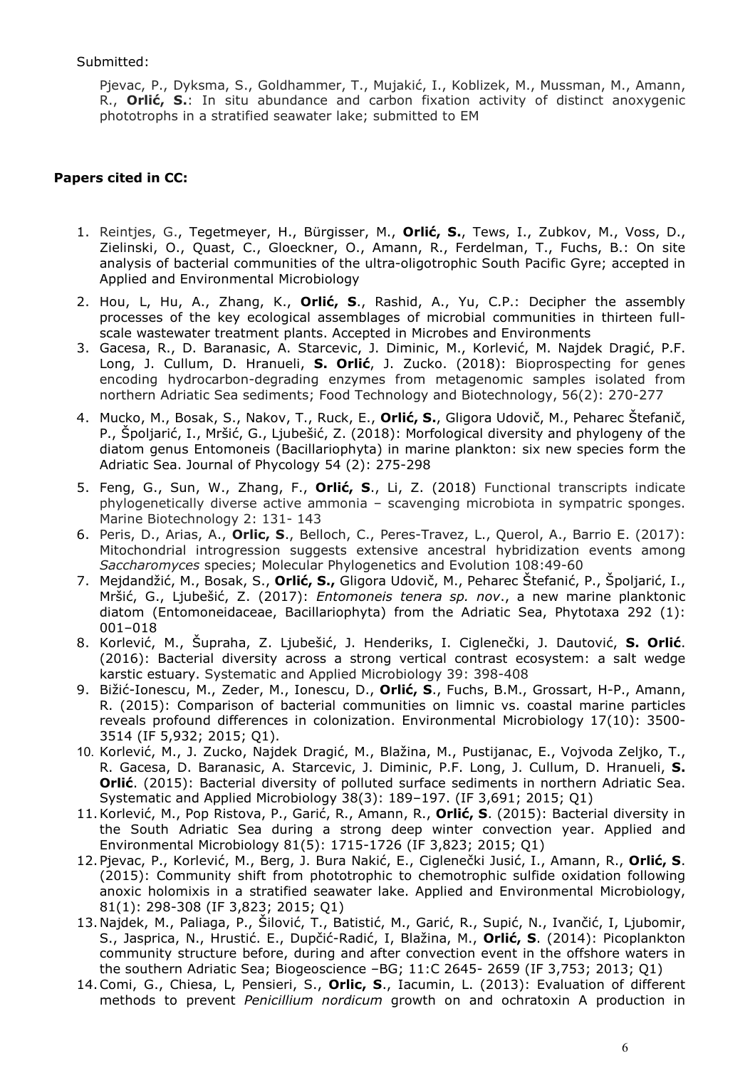Submitted:

Pjevac, P., Dyksma, S., Goldhammer, T., Mujakić, I., Koblizek, M., Mussman, M., Amann, R., **Orlić, S.**: In situ abundance and carbon fixation activity of distinct anoxygenic phototrophs in a stratified seawater lake; submitted to EM

**Papers cited in CC:**

1. Reintjes, G., Tegetmeyer, H., Bürgisser, M., **Orlić, S.**, Tews, I., Zubkov, M., Voss, D., Zielinski, O., Quast, C., Gloeckner, O., Amann, R., Ferdelman, T., Fuchs, B.: On site analysis of bacterial communities of the ultra-oligotrophic South Pacific Gyre; accepted in Applied and Environmental Microbiology
2. Hou, L, Hu, A., Zhang, K., **Orlić, S**., Rashid, A., Yu, C.P.: Decipher the assembly processes of the key ecological assemblages of microbial communities in thirteen full-scale wastewater treatment plants. Accepted in Microbes and Environments
3. Gacesa, R., D. Baranasic, A. Starcevic, J. Diminic, M., Korlević, M. Najdek Dragić, P.F. Long, J. Cullum, D. Hranueli, **S. Orlić**, J. Zucko. (2018): Bioprospecting for genes encoding hydrocarbon-degrading enzymes from metagenomic samples isolated from northern Adriatic Sea sediments; Food Technology and Biotechnology, 56(2): 270-277
4. Mucko, M., Bosak, S., Nakov, T., Ruck, E., **Orlić, S.**, Gligora Udovič, M., Peharec Štefanič, P., Špoljarić, I., Mršić, G., Ljubešić, Z. (2018): Morfological diversity and phylogeny of the diatom genus Entomoneis (Bacillariophyta) in marine plankton: six new species form the Adriatic Sea. Journal of Phycology 54 (2): 275-298
5. Feng, G., Sun, W., Zhang, F., **Orlić, S**., Li, Z. (2018) Functional transcripts indicate phylogenetically diverse active ammonia – scavenging microbiota in sympatric sponges. Marine Biotechnology 2: 131- 143
6. Peris, D., Arias, A., **Orlic, S**., Belloch, C., Peres-Travez, L., Querol, A., Barrio E. (2017): Mitochondrial introgression suggests extensive ancestral hybridization events among *Saccharomyces* species; Molecular Phylogenetics and Evolution 108:49-60
7. Mejdandžić, M., Bosak, S., **Orlić, S.,** Gligora Udovič, M., Peharec Štefanić, P., Špoljarić, I., Mršić, G., Ljubešić, Z. (2017): *Entomoneis tenera sp. nov*., a new marine planktonic diatom (Entomoneidaceae, Bacillariophyta) from the Adriatic Sea, Phytotaxa 292 (1): 001–018
8. Korlević, M., Šupraha, Z. Ljubešić, J. Henderiks, I. Ciglenečki, J. Dautović, **S. Orlić**. (2016): Bacterial diversity across a strong vertical contrast ecosystem: a salt wedge karstic estuary. Systematic and Applied Microbiology 39: 398-408
9. Bižić-Ionescu, M., Zeder, M., Ionescu, D., **Orlić, S**., Fuchs, B.M., Grossart, H-P., Amann, R. (2015): Comparison of bacterial communities on limnic vs. coastal marine particles reveals profound differences in colonization. Environmental Microbiology 17(10): 3500-3514 (IF 5,932; 2015; Q1).
10. Korlević, M., J. Zucko, Najdek Dragić, M., Blažina, M., Pustijanac, E., Vojvoda Zeljko, T., R. Gacesa, D. Baranasic, A. Starcevic, J. Diminic, P.F. Long, J. Cullum, D. Hranueli, **S. Orlić**. (2015): Bacterial diversity of polluted surface sediments in northern Adriatic Sea. Systematic and Applied Microbiology 38(3): 189–197. (IF 3,691; 2015; Q1)
11. Korlević, M., Pop Ristova, P., Garić, R., Amann, R., **Orlić, S**. (2015): Bacterial diversity in the South Adriatic Sea during a strong deep winter convection year. Applied and Environmental Microbiology 81(5): 1715-1726 (IF 3,823; 2015; Q1)
12. Pjevac, P., Korlević, M., Berg, J. Bura Nakić, E., Ciglenečki Jusić, I., Amann, R., **Orlić, S**. (2015): Community shift from phototrophic to chemotrophic sulfide oxidation following anoxic holomixis in a stratified seawater lake. Applied and Environmental Microbiology, 81(1): 298-308 (IF 3,823; 2015; Q1)
13. Najdek, M., Paliaga, P., Šilović, T., Batistić, M., Garić, R., Supić, N., Ivančić, I, Ljubomir, S., Jasprica, N., Hrustić. E., Dupčić-Radić, I, Blažina, M., **Orlić, S**. (2014): Picoplankton community structure before, during and after convection event in the offshore waters in the southern Adriatic Sea; Biogeoscience –BG; 11:C 2645- 2659 (IF 3,753; 2013; Q1)
14. Comi, G., Chiesa, L, Pensieri, S., **Orlic, S**., Iacumin, L. (2013): Evaluation of different methods to prevent *Penicillium nordicum* growth on and ochratoxin A production in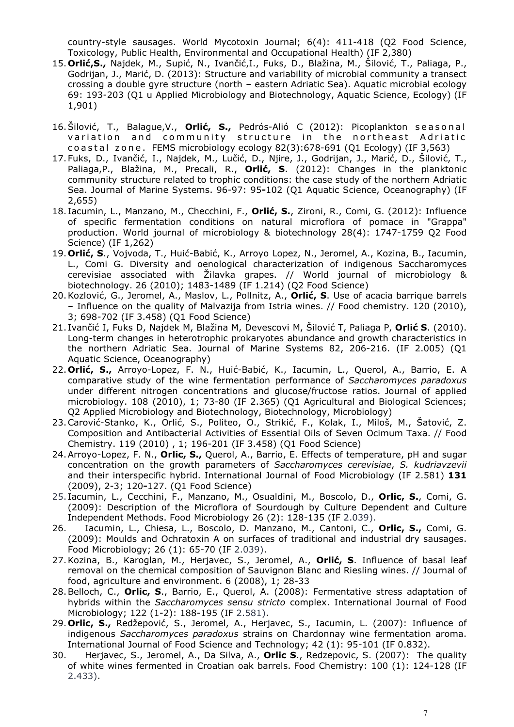country-style sausages. World Mycotoxin Journal; 6(4): 411-418 (Q2 Food Science, Toxicology, Public Health, Environmental and Occupational Health) (IF 2,380)

15. **Orlić,S.,** Najdek, M., Supić, N., Ivančić,I., Fuks, D., Blažina, M., Šilović, T., Paliaga, P., Godrijan, J., Marić, D. (2013): Structure and variability of microbial community a transect crossing a double gyre structure (north – eastern Adriatic Sea). Aquatic microbial ecology 69: 193-203 (Q1 u Applied Microbiology and Biotechnology, Aquatic Science, Ecology) (IF 1,901)
16. Šilović, T., Balague,V., **Orlić, S.,** Pedrós-Alió C (2012): Picoplankton seasonal variation and community structure in the northeast Adriatic coastal zone. FEMS microbiology ecology 82(3):678-691 (Q1 Ecology) (IF 3,563)
17. Fuks, D., Ivančić, I., Najdek, M., Lučić, D., Njire, J., Godrijan, J., Marić, D., Šilović, T., Paliaga,P., Blažina, M., Precali, R., **Orlić, S**. (2012): Changes in the planktonic community structure related to trophic conditions: the case study of the northern Adriatic Sea. Journal of Marine Systems. 96-97: 95-102 (Q1 Aquatic Science, Oceanography) (IF 2,655)
18. Iacumin, L., Manzano, M., Checchini, F., **Orlić, S.**, Zironi, R., Comi, G. (2012): Influence of specific fermentation conditions on natural microflora of pomace in "Grappa" production. World journal of microbiology & biotechnology 28(4): 1747-1759 Q2 Food Science) (IF 1,262)
19. **Orlić, S**., Vojvoda, T., Huić-Babić, K., Arroyo Lopez, N., Jeromel, A., Kozina, B., Iacumin, L., Comi G. Diversity and oenological characterization of indigenous Saccharomyces cerevisiae associated with Žilavka grapes. // World journal of microbiology & biotechnology. 26 (2010); 1483-1489 (IF 1.214) (Q2 Food Science)
20. Kozlović, G., Jeromel, A., Maslov, L., Pollnitz, A., **Orlić, S**. Use of acacia barrique barrels – Influence on the quality of Malvazija from Istria wines. // Food chemistry. 120 (2010), 3; 698-702 (IF 3.458) (Q1 Food Science)
21. Ivančić I, Fuks D, Najdek M, Blažina M, Devescovi M, Šilović T, Paliaga P, **Orlić S**. (2010). Long-term changes in heterotrophic prokaryotes abundance and growth characteristics in the northern Adriatic Sea. Journal of Marine Systems 82, 206-216. (IF 2.005) (Q1 Aquatic Science, Oceanography)
22. **Orlić, S.,** Arroyo-Lopez, F. N., Huić-Babić, K., Iacumin, L., Querol, A., Barrio, E. A comparative study of the wine fermentation performance of *Saccharomyces paradoxus* under different nitrogen concentrations and glucose/fructose ratios. Journal of applied microbiology. 108 (2010), 1; 73-80 (IF 2.365) (Q1 Agricultural and Biological Sciences; Q2 Applied Microbiology and Biotechnology, Biotechnology, Microbiology)
23. Carović-Stanko, K., Orlić, S., Politeo, O., Strikić, F., Kolak, I., Miloš, M., Šatović, Z. Composition and Antibacterial Activities of Essential Oils of Seven Ocimum Taxa. // Food Chemistry. 119 (2010) , 1; 196-201 (IF 3.458) (Q1 Food Science)
24. Arroyo-Lopez, F. N., **Orlic, S.,** Querol, A., Barrio, E. Effects of temperature, pH and sugar concentration on the growth parameters of *Saccharomyces cerevisiae*, *S. kudriavzevii* and their interspecific hybrid. International Journal of Food Microbiology (IF 2.581) **131** (2009), 2-3; 120-127. (Q1 Food Science)
25. Iacumin, L., Cecchini, F., Manzano, M., Osualdini, M., Boscolo, D., **Orlic, S.**, Comi, G. (2009): Description of the Microflora of Sourdough by Culture Dependent and Culture Independent Methods. Food Microbiology 26 (2): 128-135 (IF 2.039).
26. Iacumin, L., Chiesa, L., Boscolo, D. Manzano, M., Cantoni, C., **Orlic, S.,** Comi, G. (2009): Moulds and Ochratoxin A on surfaces of traditional and industrial dry sausages. Food Microbiology; 26 (1): 65-70 (IF 2.039).
27. Kozina, B., Karoglan, M., Herjavec, S., Jeromel, A., **Orlić, S**. Influence of basal leaf removal on the chemical composition of Sauvignon Blanc and Riesling wines. // Journal of food, agriculture and environment. 6 (2008), 1; 28-33
28. Belloch, C., **Orlic, S**., Barrio, E., Querol, A. (2008): Fermentative stress adaptation of hybrids within the *Saccharomyces sensu stricto* complex. International Journal of Food Microbiology; 122 (1-2): 188-195 (IF 2.581).
29. **Orlic, S.,** Redžepović, S., Jeromel, A., Herjavec, S., Iacumin, L. (2007): Influence of indigenous *Saccharomyces paradoxus* strains on Chardonnay wine fermentation aroma. International Journal of Food Science and Technology; 42 (1): 95-101 (IF 0.832).
30. Herjavec, S., Jeromel, A., Da Silva, A., **Orlic S**., Redzepovic, S. (2007): The quality of white wines fermented in Croatian oak barrels. Food Chemistry: 100 (1): 124-128 (IF 2.433).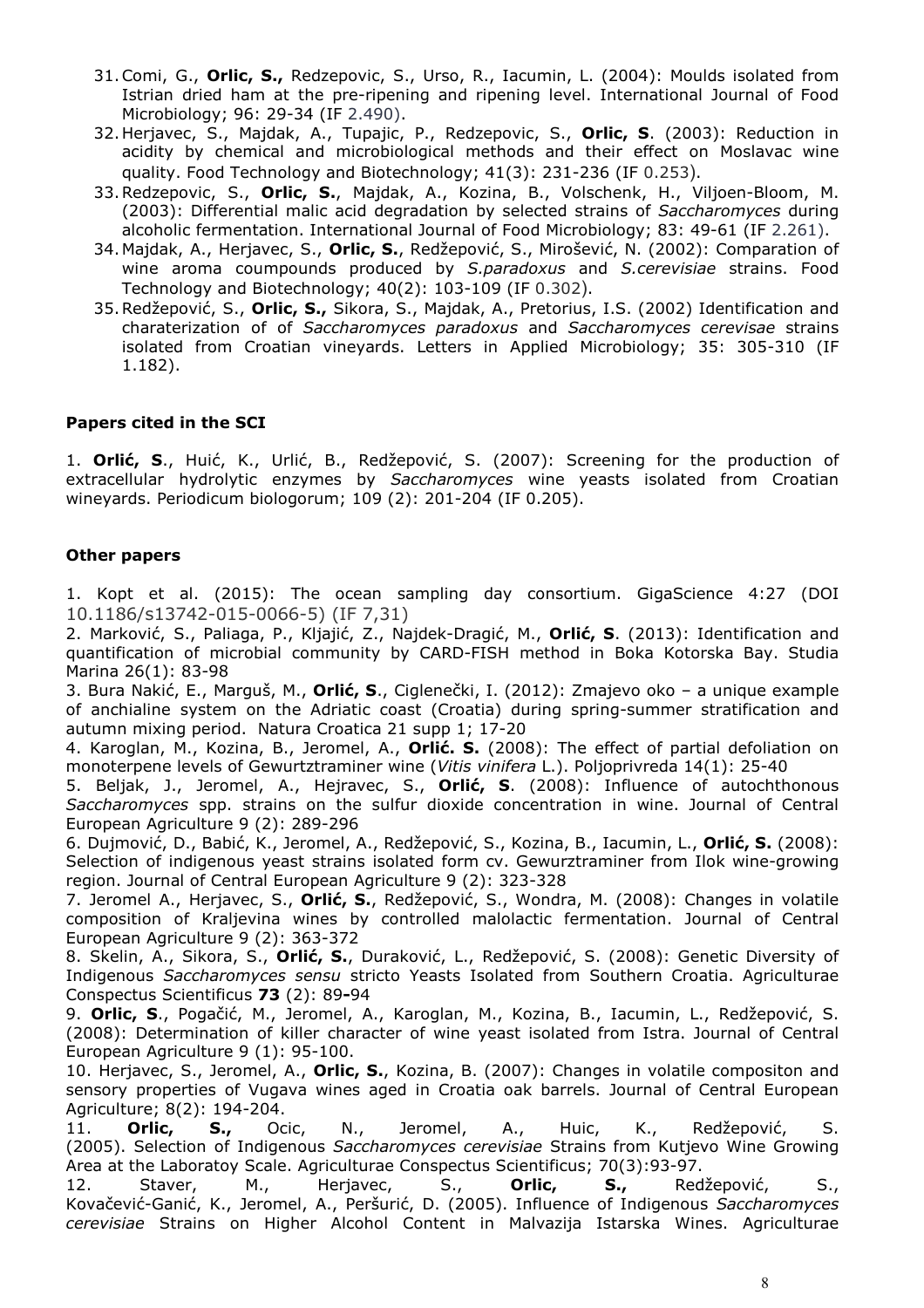31. Comi, G., **Orlic, S.,** Redzepovic, S., Urso, R., Iacumin, L. (2004): Moulds isolated from Istrian dried ham at the pre-ripening and ripening level. International Journal of Food Microbiology; 96: 29-34 (IF 2.490).
32. Herjavec, S., Majdak, A., Tupajic, P., Redzepovic, S., **Orlic, S**. (2003): Reduction in acidity by chemical and microbiological methods and their effect on Moslavac wine quality. Food Technology and Biotechnology; 41(3): 231-236 (IF 0.253).
33. Redzepovic, S., **Orlic, S.**, Majdak, A., Kozina, B., Volschenk, H., Viljoen-Bloom, M. (2003): Differential malic acid degradation by selected strains of *Saccharomyces* during alcoholic fermentation. International Journal of Food Microbiology; 83: 49-61 (IF 2.261).
34. Majdak, A., Herjavec, S., **Orlic, S.**, Redžepović, S., Mirošević, N. (2002): Comparation of wine aroma coumpounds produced by *S.paradoxus* and *S.cerevisiae* strains. Food Technology and Biotechnology; 40(2): 103-109 (IF 0.302).
35. Redžepović, S., **Orlic, S.,** Sikora, S., Majdak, A., Pretorius, I.S. (2002) Identification and charaterization of of *Saccharomyces paradoxus* and *Saccharomyces cerevisae* strains isolated from Croatian vineyards. Letters in Applied Microbiology; 35: 305-310 (IF 1.182).

**Papers cited in the SCI**

1. **Orlić, S**., Huić, K., Urlić, B., Redžepović, S. (2007): Screening for the production of extracellular hydrolytic enzymes by *Saccharomyces* wine yeasts isolated from Croatian wineyards. Periodicum biologorum; 109 (2): 201-204 (IF 0.205).

**Other papers**

1. Kopt et al. (2015): The ocean sampling day consortium. GigaScience 4:27 (DOI 10.1186/s13742-015-0066-5) (IF 7,31)
2. Marković, S., Paliaga, P., Kljajić, Z., Najdek-Dragić, M., **Orlić, S**. (2013): Identification and quantification of microbial community by CARD-FISH method in Boka Kotorska Bay. Studia Marina 26(1): 83-98
3. Bura Nakić, E., Marguš, M., **Orlić, S**., Ciglenečki, I. (2012): Zmajevo oko – a unique example of anchialine system on the Adriatic coast (Croatia) during spring-summer stratification and autumn mixing period. Natura Croatica 21 supp 1; 17-20
4. Karoglan, M., Kozina, B., Jeromel, A., **Orlić. S.** (2008): The effect of partial defoliation on monoterpene levels of Gewurtztraminer wine (*Vitis vinifera* L.). Poljoprivreda 14(1): 25-40
5. Beljak, J., Jeromel, A., Hejravec, S., **Orlić, S**. (2008): Influence of autochthonous *Saccharomyces* spp. strains on the sulfur dioxide concentration in wine. Journal of Central European Agriculture 9 (2): 289-296
6. Dujmović, D., Babić, K., Jeromel, A., Redžepović, S., Kozina, B., Iacumin, L., **Orlić, S.** (2008): Selection of indigenous yeast strains isolated form cv. Gewurztraminer from Ilok wine-growing region. Journal of Central European Agriculture 9 (2): 323-328
7. Jeromel A., Herjavec, S., **Orlić, S.**, Redžepović, S., Wondra, M. (2008): Changes in volatile composition of Kraljevina wines by controlled malolactic fermentation. Journal of Central European Agriculture 9 (2): 363-372
8. Skelin, A., Sikora, S., **Orlić, S.**, Duraković, L., Redžepović, S. (2008): Genetic Diversity of Indigenous *Saccharomyces sensu* stricto Yeasts Isolated from Southern Croatia. Agriculturae Conspectus Scientificus **73** (2): 89**-**94
9. **Orlic, S**., Pogačić, M., Jeromel, A., Karoglan, M., Kozina, B., Iacumin, L., Redžepović, S. (2008): Determination of killer character of wine yeast isolated from Istra. Journal of Central European Agriculture 9 (1): 95-100.
10. Herjavec, S., Jeromel, A., **Orlic, S.**, Kozina, B. (2007): Changes in volatile compositon and sensory properties of Vugava wines aged in Croatia oak barrels. Journal of Central European Agriculture; 8(2): 194-204.
11. **Orlic, S.,** Ocic, N., Jeromel, A., Huic, K., Redžepović, S. (2005). Selection of Indigenous *Saccharomyces cerevisiae* Strains from Kutjevo Wine Growing Area at the Laboratoy Scale. Agriculturae Conspectus Scientificus; 70(3):93-97.
12. Staver, M., Herjavec, S., **Orlic, S.,** Redžepović, S., Kovačević-Ganić, K., Jeromel, A., Peršurić, D. (2005). Influence of Indigenous *Saccharomyces cerevisiae* Strains on Higher Alcohol Content in Malvazija Istarska Wines. Agriculturae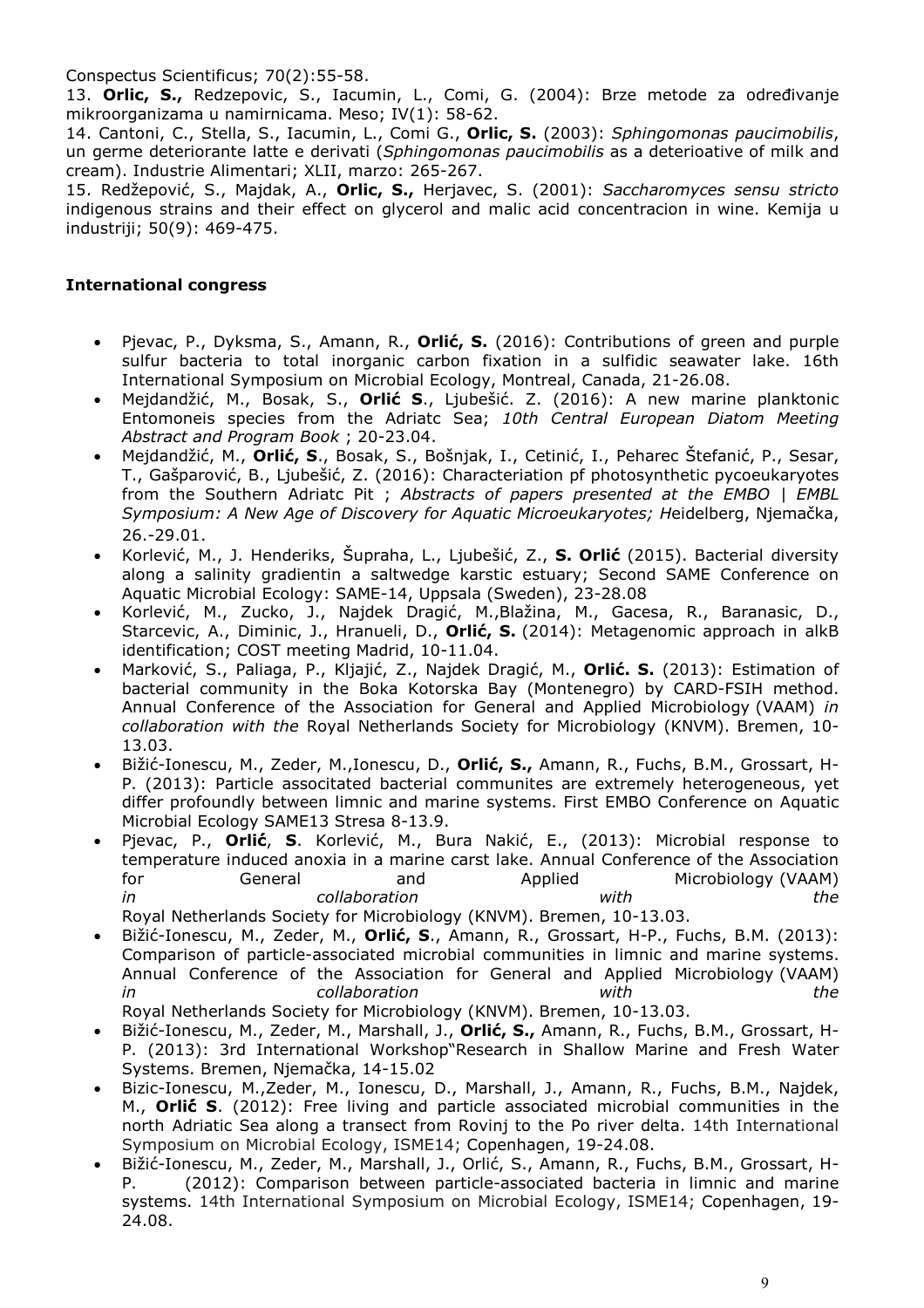Conspectus Scientificus; 70(2):55-58.

13. **Orlic, S.,** Redzepovic, S., Iacumin, L., Comi, G. (2004): Brze metode za određivanje mikroorganizama u namirnicama. Meso; IV(1): 58-62.

14. Cantoni, C., Stella, S., Iacumin, L., Comi G., **Orlic, S.** (2003): *Sphingomonas paucimobilis*, un germe deteriorante latte e derivati (*Sphingomonas paucimobilis* as a deterioative of milk and cream). Industrie Alimentari; XLII, marzo: 265-267.

15. Redžepović, S., Majdak, A., **Orlic, S.,** Herjavec, S. (2001): *Saccharomyces sensu stricto* indigenous strains and their effect on glycerol and malic acid concentracion in wine. Kemija u industriji; 50(9): 469-475.

**International congress**

- Pjevac, P., Dyksma, S., Amann, R., **Orlić, S.** (2016): Contributions of green and purple sulfur bacteria to total inorganic carbon fixation in a sulfidic seawater lake. 16th International Symposium on Microbial Ecology, Montreal, Canada, 21-26.08.
- Mejdandžić, M., Bosak, S., **Orlić S**., Ljubešić. Z. (2016): A new marine planktonic Entomoneis species from the Adriatc Sea; *10th Central European Diatom Meeting Abstract and Program Book* ; 20-23.04.
- Mejdandžić, M., **Orlić, S**., Bosak, S., Bošnjak, I., Cetinić, I., Peharec Štefanić, P., Sesar, T., Gašparović, B., Ljubešić, Z. (2016): Characteriation pf photosynthetic pycoeukaryotes from the Southern Adriatc Pit ; *Abstracts of papers presented at the EMBO | EMBL Symposium: A New Age of Discovery for Aquatic Microeukaryotes; H*eidelberg, Njemačka, 26.-29.01.
- Korlević, M., J. Henderiks, Šupraha, L., Ljubešić, Z., **S. Orlić** (2015). Bacterial diversity along a salinity gradientin a saltwedge karstic estuary; Second SAME Conference on Aquatic Microbial Ecology: SAME-14, Uppsala (Sweden), 23-28.08
- Korlević, M., Zucko, J., Najdek Dragić, M.,Blažina, M., Gacesa, R., Baranasic, D., Starcevic, A., Diminic, J., Hranueli, D., **Orlić, S.** (2014): Metagenomic approach in alkB identification; COST meeting Madrid, 10-11.04.
- Marković, S., Paliaga, P., Kljajić, Z., Najdek Dragić, M., **Orlić. S.** (2013): Estimation of bacterial community in the Boka Kotorska Bay (Montenegro) by CARD-FSIH method. Annual Conference of the Association for General and Applied Microbiology (VAAM) *in collaboration with the* Royal Netherlands Society for Microbiology (KNVM). Bremen, 10-13.03.
- Bižić-Ionescu, M., Zeder, M.,Ionescu, D., **Orlić, S.,** Amann, R., Fuchs, B.M., Grossart, H-P. (2013): Particle associtated bacterial communites are extremely heterogeneous, yet differ profoundly between limnic and marine systems. First EMBO Conference on Aquatic Microbial Ecology SAME13 Stresa 8-13.9.
- Pjevac, P., **Orlić**, **S**. Korlević, M., Bura Nakić, E., (2013): Microbial response to temperature induced anoxia in a marine carst lake. Annual Conference of the Association for General and Applied Microbiology (VAAM) *in collaboration with the* Royal Netherlands Society for Microbiology (KNVM). Bremen, 10-13.03.
- Bižić-Ionescu, M., Zeder, M., **Orlić, S**., Amann, R., Grossart, H-P., Fuchs, B.M. (2013): Comparison of particle-associated microbial communities in limnic and marine systems. Annual Conference of the Association for General and Applied Microbiology (VAAM) *in collaboration with the* Royal Netherlands Society for Microbiology (KNVM). Bremen, 10-13.03.
- Bižić-Ionescu, M., Zeder, M., Marshall, J., **Orlić, S.,** Amann, R., Fuchs, B.M., Grossart, H-P. (2013): 3rd International Workshop"Research in Shallow Marine and Fresh Water Systems. Bremen, Njemačka, 14-15.02
- Bizic-Ionescu, M.,Zeder, M., Ionescu, D., Marshall, J., Amann, R., Fuchs, B.M., Najdek, M., **Orlić S**. (2012): Free living and particle associated microbial communities in the north Adriatic Sea along a transect from Rovinj to the Po river delta. 14th International Symposium on Microbial Ecology, ISME14; Copenhagen, 19-24.08.
- Bižić-Ionescu, M., Zeder, M., Marshall, J., Orlić, S., Amann, R., Fuchs, B.M., Grossart, H-P. (2012): Comparison between particle-associated bacteria in limnic and marine systems. 14th International Symposium on Microbial Ecology, ISME14; Copenhagen, 19-24.08.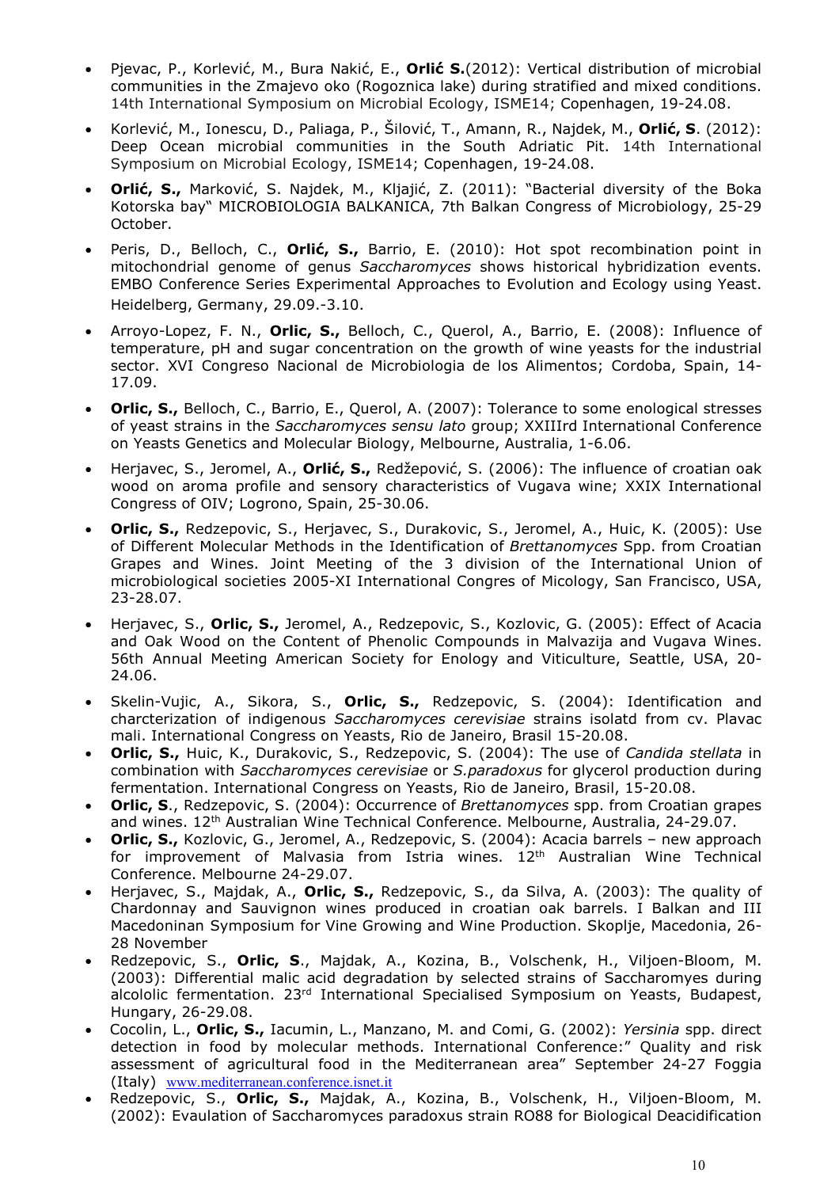- Pjevac, P., Korlević, M., Bura Nakić, E., **Orlić S.**(2012): Vertical distribution of microbial communities in the Zmajevo oko (Rogoznica lake) during stratified and mixed conditions. 14th International Symposium on Microbial Ecology, ISME14; Copenhagen, 19-24.08.
- Korlević, M., Ionescu, D., Paliaga, P., Šilović, T., Amann, R., Najdek, M., **Orlić, S**. (2012): Deep Ocean microbial communities in the South Adriatic Pit. 14th International Symposium on Microbial Ecology, ISME14; Copenhagen, 19-24.08.
- **Orlić, S.,** Marković, S. Najdek, M., Kljajić, Z. (2011): "Bacterial diversity of the Boka Kotorska bay" MICROBIOLOGIA BALKANICA, 7th Balkan Congress of Microbiology, 25-29 October.
- Peris, D., Belloch, C., **Orlić, S.,** Barrio, E. (2010): Hot spot recombination point in mitochondrial genome of genus *Saccharomyces* shows historical hybridization events. EMBO Conference Series Experimental Approaches to Evolution and Ecology using Yeast. Heidelberg, Germany, 29.09.-3.10.
- Arroyo-Lopez, F. N., **Orlic, S.,** Belloch, C., Querol, A., Barrio, E. (2008): Influence of temperature, pH and sugar concentration on the growth of wine yeasts for the industrial sector. XVI Congreso Nacional de Microbiologia de los Alimentos; Cordoba, Spain, 14-17.09.
- **Orlic, S.,** Belloch, C., Barrio, E., Querol, A. (2007): Tolerance to some enological stresses of yeast strains in the *Saccharomyces sensu lato* group; XXIIIrd International Conference on Yeasts Genetics and Molecular Biology, Melbourne, Australia, 1-6.06.
- Herjavec, S., Jeromel, A., **Orlić, S.,** Redžepović, S. (2006): The influence of croatian oak wood on aroma profile and sensory characteristics of Vugava wine; XXIX International Congress of OIV; Logrono, Spain, 25-30.06.
- **Orlic, S.,** Redzepovic, S., Herjavec, S., Durakovic, S., Jeromel, A., Huic, K. (2005): Use of Different Molecular Methods in the Identification of *Brettanomyces* Spp. from Croatian Grapes and Wines. Joint Meeting of the 3 division of the International Union of microbiological societies 2005-XI International Congres of Micology, San Francisco, USA, 23-28.07.
- Herjavec, S., **Orlic, S.,** Jeromel, A., Redzepovic, S., Kozlovic, G. (2005): Effect of Acacia and Oak Wood on the Content of Phenolic Compounds in Malvazija and Vugava Wines. 56th Annual Meeting American Society for Enology and Viticulture, Seattle, USA, 20-24.06.
- Skelin-Vujic, A., Sikora, S., **Orlic, S.,** Redzepovic, S. (2004): Identification and charcterization of indigenous *Saccharomyces cerevisiae* strains isolatd from cv. Plavac mali. International Congress on Yeasts, Rio de Janeiro, Brasil 15-20.08.
- **Orlic, S.,** Huic, K., Durakovic, S., Redzepovic, S. (2004): The use of *Candida stellata* in combination with *Saccharomyces cerevisiae* or *S.paradoxus* for glycerol production during fermentation. International Congress on Yeasts, Rio de Janeiro, Brasil, 15-20.08.
- **Orlic, S**., Redzepovic, S. (2004): Occurrence of *Brettanomyces* spp. from Croatian grapes and wines. 12th Australian Wine Technical Conference. Melbourne, Australia, 24-29.07.
- **Orlic, S.,** Kozlovic, G., Jeromel, A., Redzepovic, S. (2004): Acacia barrels – new approach for improvement of Malvasia from Istria wines. 12th Australian Wine Technical Conference. Melbourne 24-29.07.
- Herjavec, S., Majdak, A., **Orlic, S.,** Redzepovic, S., da Silva, A. (2003): The quality of Chardonnay and Sauvignon wines produced in croatian oak barrels. I Balkan and III Macedoninan Symposium for Vine Growing and Wine Production. Skoplje, Macedonia, 26-28 November
- Redzepovic, S., **Orlic, S**., Majdak, A., Kozina, B., Volschenk, H., Viljoen-Bloom, M. (2003): Differential malic acid degradation by selected strains of Saccharomyes during alcololic fermentation. 23rd International Specialised Symposium on Yeasts, Budapest, Hungary, 26-29.08.
- Cocolin, L., **Orlic, S.,** Iacumin, L., Manzano, M. and Comi, G. (2002): *Yersinia* spp. direct detection in food by molecular methods. International Conference:" Quality and risk assessment of agricultural food in the Mediterranean area" September 24-27 Foggia (Italy) www.mediterranean.conference.isnet.it
- Redzepovic, S., **Orlic, S.,** Majdak, A., Kozina, B., Volschenk, H., Viljoen-Bloom, M. (2002): Evaulation of Saccharomyces paradoxus strain RO88 for Biological Deacidification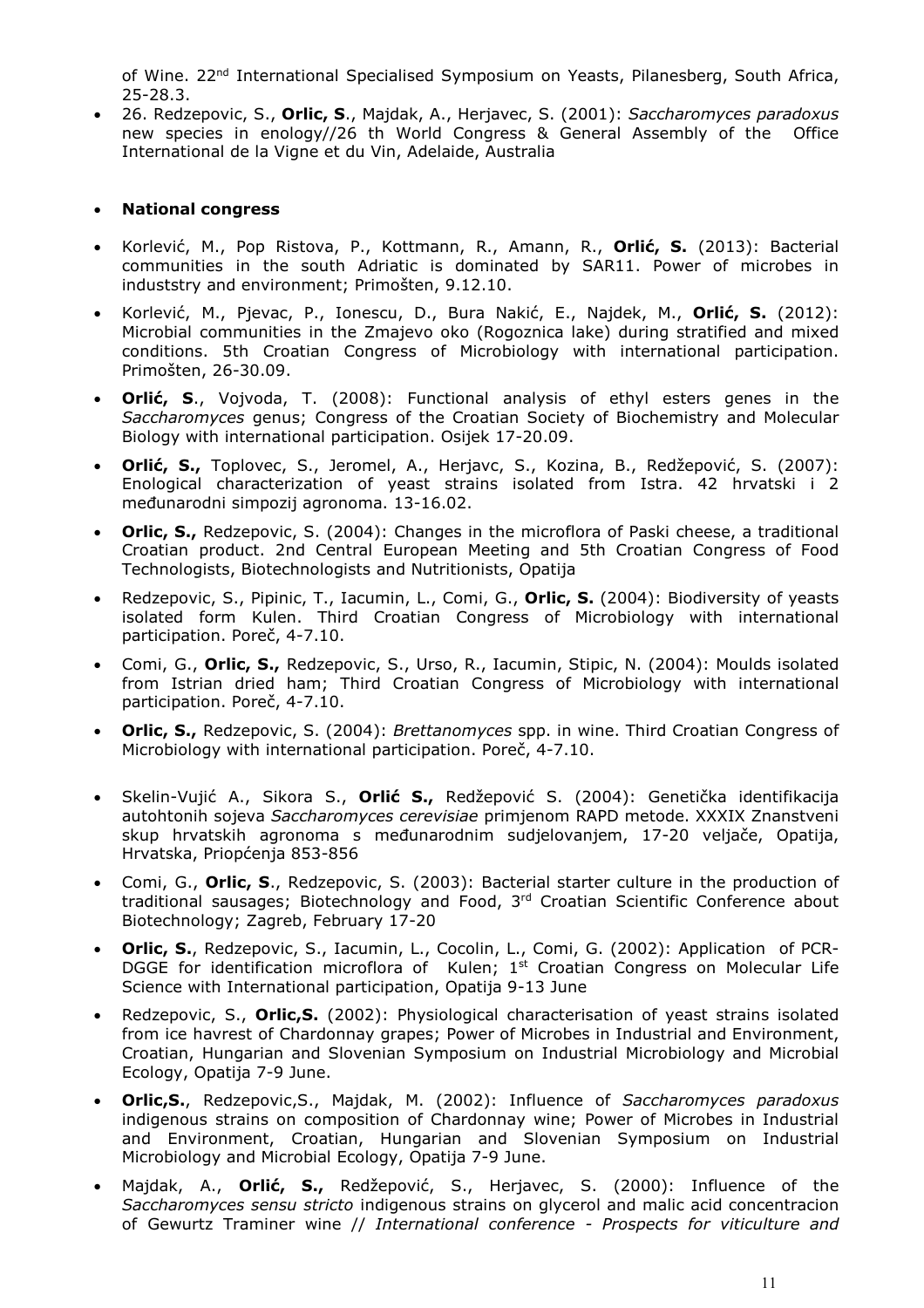of Wine. 22nd International Specialised Symposium on Yeasts, Pilanesberg, South Africa, 25-28.3.

- 26. Redzepovic, S., **Orlic, S**., Majdak, A., Herjavec, S. (2001): *Saccharomyces paradoxus* new species in enology//26 th World Congress & General Assembly of the Office International de la Vigne et du Vin, Adelaide, Australia

- **National congress**

- Korlević, M., Pop Ristova, P., Kottmann, R., Amann, R., **Orlić, S.** (2013): Bacterial communities in the south Adriatic is dominated by SAR11. Power of microbes in induststry and environment; Primošten, 9.12.10.
- Korlević, M., Pjevac, P., Ionescu, D., Bura Nakić, E., Najdek, M., **Orlić, S.** (2012): Microbial communities in the Zmajevo oko (Rogoznica lake) during stratified and mixed conditions. 5th Croatian Congress of Microbiology with international participation. Primošten, 26-30.09.
- **Orlić, S**., Vojvoda, T. (2008): Functional analysis of ethyl esters genes in the *Saccharomyces* genus; Congress of the Croatian Society of Biochemistry and Molecular Biology with international participation. Osijek 17-20.09.
- **Orlić, S.,** Toplovec, S., Jeromel, A., Herjavc, S., Kozina, B., Redžepović, S. (2007): Enological characterization of yeast strains isolated from Istra. 42 hrvatski i 2 međunarodni simpozij agronoma. 13-16.02.
- **Orlic, S.,** Redzepovic, S. (2004): Changes in the microflora of Paski cheese, a traditional Croatian product. 2nd Central European Meeting and 5th Croatian Congress of Food Technologists, Biotechnologists and Nutritionists, Opatija
- Redzepovic, S., Pipinic, T., Iacumin, L., Comi, G., **Orlic, S.** (2004): Biodiversity of yeasts isolated form Kulen. Third Croatian Congress of Microbiology with international participation. Poreč, 4-7.10.
- Comi, G., **Orlic, S.,** Redzepovic, S., Urso, R., Iacumin, Stipic, N. (2004): Moulds isolated from Istrian dried ham; Third Croatian Congress of Microbiology with international participation. Poreč, 4-7.10.
- **Orlic, S.,** Redzepovic, S. (2004): *Brettanomyces* spp. in wine. Third Croatian Congress of Microbiology with international participation. Poreč, 4-7.10.
- Skelin-Vujić A., Sikora S., **Orlić S.,** Redžepović S. (2004): Genetička identifikacija autohtonih sojeva *Saccharomyces cerevisiae* primjenom RAPD metode. XXXIX Znanstveni skup hrvatskih agronoma s međunarodnim sudjelovanjem, 17-20 veljače, Opatija, Hrvatska, Priopćenja 853-856
- Comi, G., **Orlic, S**., Redzepovic, S. (2003): Bacterial starter culture in the production of traditional sausages; Biotechnology and Food, 3rd Croatian Scientific Conference about Biotechnology; Zagreb, February 17-20
- **Orlic, S.**, Redzepovic, S., Iacumin, L., Cocolin, L., Comi, G. (2002): Application of PCR-DGGE for identification microflora of Kulen; 1st Croatian Congress on Molecular Life Science with International participation, Opatija 9-13 June
- Redzepovic, S., **Orlic,S.** (2002): Physiological characterisation of yeast strains isolated from ice havrest of Chardonnay grapes; Power of Microbes in Industrial and Environment, Croatian, Hungarian and Slovenian Symposium on Industrial Microbiology and Microbial Ecology, Opatija 7-9 June.
- **Orlic,S.**, Redzepovic,S., Majdak, M. (2002): Influence of *Saccharomyces paradoxus* indigenous strains on composition of Chardonnay wine; Power of Microbes in Industrial and Environment, Croatian, Hungarian and Slovenian Symposium on Industrial Microbiology and Microbial Ecology, Opatija 7-9 June.
- Majdak, A., **Orlić, S.,** Redžepović, S., Herjavec, S. (2000): Influence of the *Saccharomyces sensu stricto* indigenous strains on glycerol and malic acid concentracion of Gewurtz Traminer wine // *International conference - Prospects for viticulture and*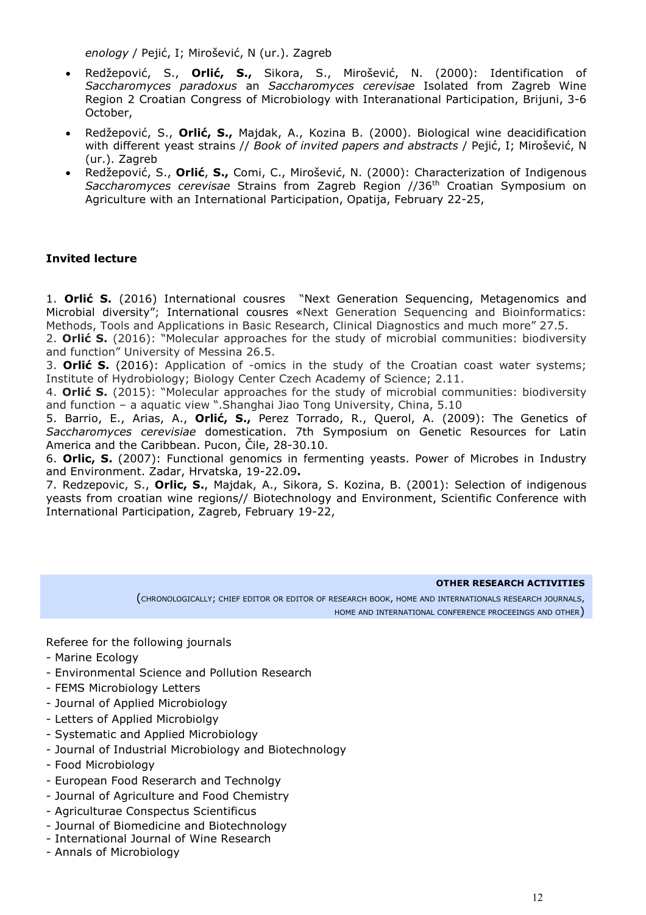*enology* / Pejić, I; Mirošević, N (ur.). Zagreb

- Redžepović, S., **Orlić, S.,** Sikora, S., Mirošević, N. (2000): Identification of *Saccharomyces paradoxus* an *Saccharomyces cerevisae* Isolated from Zagreb Wine Region 2 Croatian Congress of Microbiology with Interanational Participation, Brijuni, 3-6 October,
- Redžepović, S., **Orlić, S.,** Majdak, A., Kozina B. (2000). Biological wine deacidification with different yeast strains // *Book of invited papers and abstracts* / Pejić, I; Mirošević, N (ur.). Zagreb
- Redžepović, S., **Orlić**, **S.,** Comi, C., Mirošević, N. (2000): Characterization of Indigenous *Saccharomyces cerevisae* Strains from Zagreb Region //36th Croatian Symposium on Agriculture with an International Participation, Opatija, February 22-25,

**Invited lecture**

1. **Orlić S.** (2016) International cousres "Next Generation Sequencing, Metagenomics and Microbial diversity"; International cousres «Next Generation Sequencing and Bioinformatics: Methods, Tools and Applications in Basic Research, Clinical Diagnostics and much more" 27.5.
2. **Orlić S.** (2016): "Molecular approaches for the study of microbial communities: biodiversity and function" University of Messina 26.5.
3. **Orlić S.** (2016): Application of -omics in the study of the Croatian coast water systems; Institute of Hydrobiology; Biology Center Czech Academy of Science; 2.11.
4. **Orlić S.** (2015): "Molecular approaches for the study of microbial communities: biodiversity and function – a aquatic view ".Shanghai Jiao Tong University, China, 5.10
5. Barrio, E., Arias, A., **Orlić, S.,** Perez Torrado, R., Querol, A. (2009): The Genetics of *Saccharomyces cerevisiae* domestication. 7th Symposium on Genetic Resources for Latin America and the Caribbean. Pucon, Čile, 28-30.10.
6. **Orlic, S.** (2007): Functional genomics in fermenting yeasts. Power of Microbes in Industry and Environment. Zadar, Hrvatska, 19-22.09**.**
7. Redzepovic, S., **Orlic, S.**, Majdak, A., Sikora, S. Kozina, B. (2001): Selection of indigenous yeasts from croatian wine regions// Biotechnology and Environment, Scientific Conference with International Participation, Zagreb, February 19-22,

**OTHER RESEARCH ACTIVITIES**

(CHRONOLOGICALLY; CHIEF EDITOR OR EDITOR OF RESEARCH BOOK, HOME AND INTERNATIONALS RESEARCH JOURNALS, HOME AND INTERNATIONAL CONFERENCE PROCEEINGS AND OTHER)

Referee for the following journals

- Marine Ecology
- Environmental Science and Pollution Research
- FEMS Microbiology Letters
- Journal of Applied Microbiology
- Letters of Applied Microbiolgy
- Systematic and Applied Microbiology
- Journal of Industrial Microbiology and Biotechnology
- Food Microbiology
- European Food Reserarch and Technolgy
- Journal of Agriculture and Food Chemistry
- Agriculturae Conspectus Scientificus
- Journal of Biomedicine and Biotechnology
- International Journal of Wine Research
- Annals of Microbiology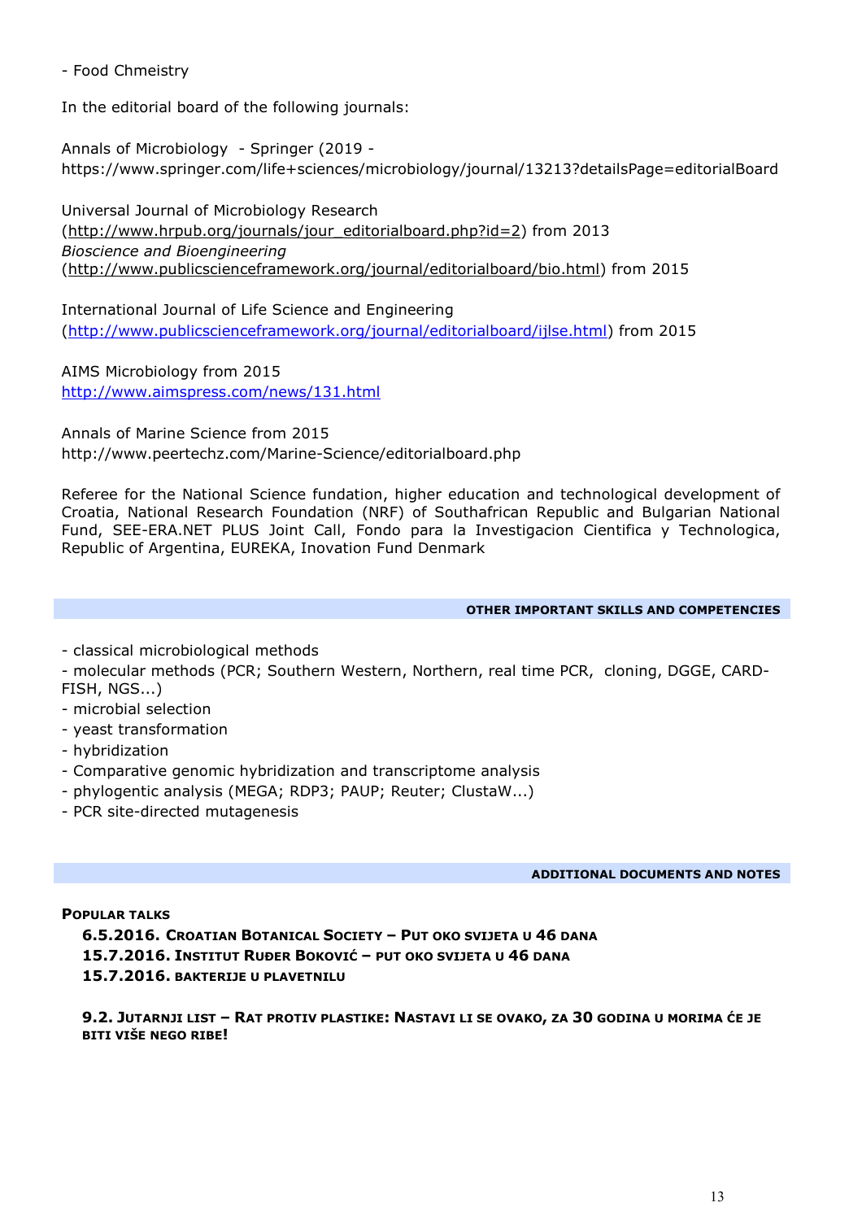- Food Chmeistry

In the editorial board of the following journals:

Annals of Microbiology - Springer (2019 -
https://www.springer.com/life+sciences/microbiology/journal/13213?detailsPage=editorialBoard

Universal Journal of Microbiology Research
(http://www.hrpub.org/journals/jour_editorialboard.php?id=2) from 2013
*Bioscience and Bioengineering*
(http://www.publicscienceframework.org/journal/editorialboard/bio.html) from 2015

International Journal of Life Science and Engineering
(http://www.publicscienceframework.org/journal/editorialboard/ijlse.html) from 2015

AIMS Microbiology from 2015
http://www.aimspress.com/news/131.html

Annals of Marine Science from 2015
http://www.peertechz.com/Marine-Science/editorialboard.php

Referee for the National Science fundation, higher education and technological development of Croatia, National Research Foundation (NRF) of Southafrican Republic and Bulgarian National Fund, SEE-ERA.NET PLUS Joint Call, Fondo para la Investigacion Cientifica y Technologica, Republic of Argentina, EUREKA, Inovation Fund Denmark

## OTHER IMPORTANT SKILLS AND COMPETENCIES

- classical microbiological methods
- molecular methods (PCR; Southern Western, Northern, real time PCR, cloning, DGGE, CARD-FISH, NGS...)
- microbial selection
- yeast transformation
- hybridization
- Comparative genomic hybridization and transcriptome analysis
- phylogentic analysis (MEGA; RDP3; PAUP; Reuter; ClustaW...)
- PCR site-directed mutagenesis

## ADDITIONAL DOCUMENTS AND NOTES

**POPULAR TALKS**

**6.5.2016. CROATIAN BOTANICAL SOCIETY – PUT OKO SVIJETA U 46 DANA**
**15.7.2016. INSTITUT RUĐER BOKOVIĆ – PUT OKO SVIJETA U 46 DANA**
**15.7.2016. BAKTERIJE U PLAVETNILU**

**9.2. JUTARNJI LIST – RAT PROTIV PLASTIKE: NASTAVI LI SE OVAKO, ZA 30 GODINA U MORIMA ĆE JE BITI VIŠE NEGO RIBE!**